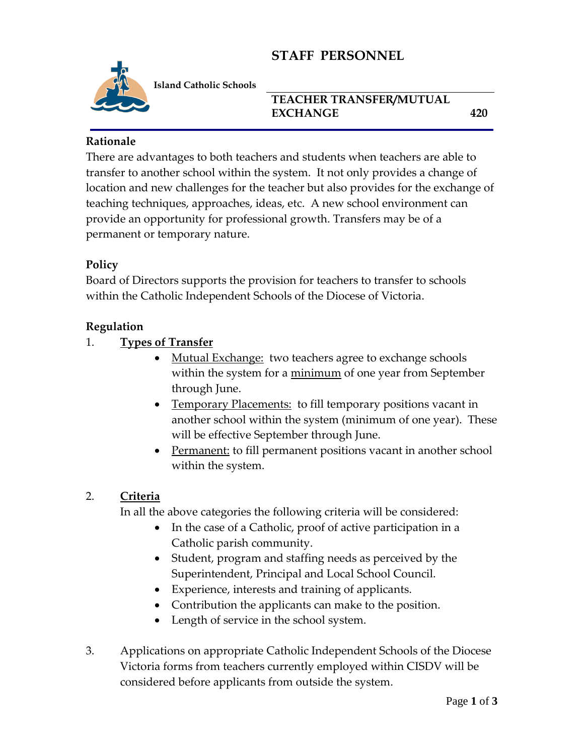# STAFF PERSONNEL

**Island Catholic Schools**

## TEACHER TRANSFER/MUTUAL EXCHANGE 420

### Rationale

There are advantages to both teachers and students when teachers are able to transfer to another school within the system. It not only provides a change of location and new challenges for the teacher but also provides for the exchange of teaching techniques, approaches, ideas, etc. A new school environment can provide an opportunity for professional growth. Transfers may be of a permanent or temporary nature.

### Policy

Board of Directors supports the provision for teachers to transfer to schools within the Catholic Independent Schools of the Diocese of Victoria.

### Regulation

1. **Types of Transfer**
   - Mutual Exchange: two teachers agree to exchange schools within the system for a minimum of one year from September through June.
   - Temporary Placements: to fill temporary positions vacant in another school within the system (minimum of one year). These will be effective September through June.
   - Permanent: to fill permanent positions vacant in another school within the system.

2. **Criteria**

   In all the above categories the following criteria will be considered:
   - In the case of a Catholic, proof of active participation in a Catholic parish community.
   - Student, program and staffing needs as perceived by the Superintendent, Principal and Local School Council.
   - Experience, interests and training of applicants.
   - Contribution the applicants can make to the position.
   - Length of service in the school system.

3. Applications on appropriate Catholic Independent Schools of the Diocese Victoria forms from teachers currently employed within CISDV will be considered before applicants from outside the system.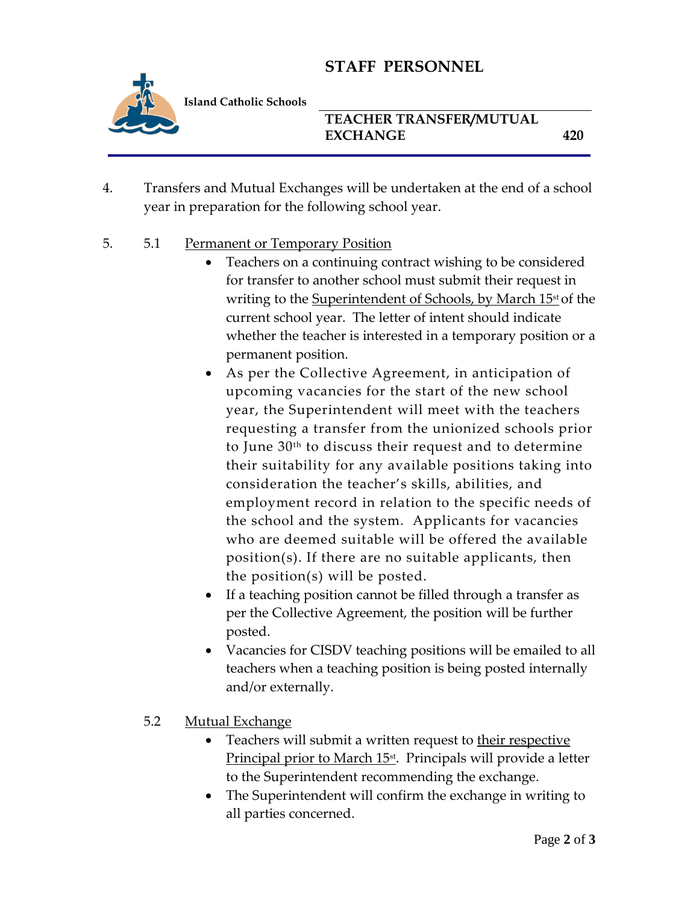4. Transfers and Mutual Exchanges will be undertaken at the end of a school year in preparation for the following school year.

5. 5.1 <u>Permanent or Temporary Position</u>

   - Teachers on a continuing contract wishing to be considered for transfer to another school must submit their request in writing to the <u>Superintendent of Schools, by March 15st</u> of the current school year. The letter of intent should indicate whether the teacher is interested in a temporary position or a permanent position.
   - As per the Collective Agreement, in anticipation of upcoming vacancies for the start of the new school year, the Superintendent will meet with the teachers requesting a transfer from the unionized schools prior to June 30th to discuss their request and to determine their suitability for any available positions taking into consideration the teacher's skills, abilities, and employment record in relation to the specific needs of the school and the system. Applicants for vacancies who are deemed suitable will be offered the available position(s). If there are no suitable applicants, then the position(s) will be posted.
   - If a teaching position cannot be filled through a transfer as per the Collective Agreement, the position will be further posted.
   - Vacancies for CISDV teaching positions will be emailed to all teachers when a teaching position is being posted internally and/or externally.

   5.2 <u>Mutual Exchange</u>

   - Teachers will submit a written request to <u>their respective Principal prior to March 15st</u>. Principals will provide a letter to the Superintendent recommending the exchange.
   - The Superintendent will confirm the exchange in writing to all parties concerned.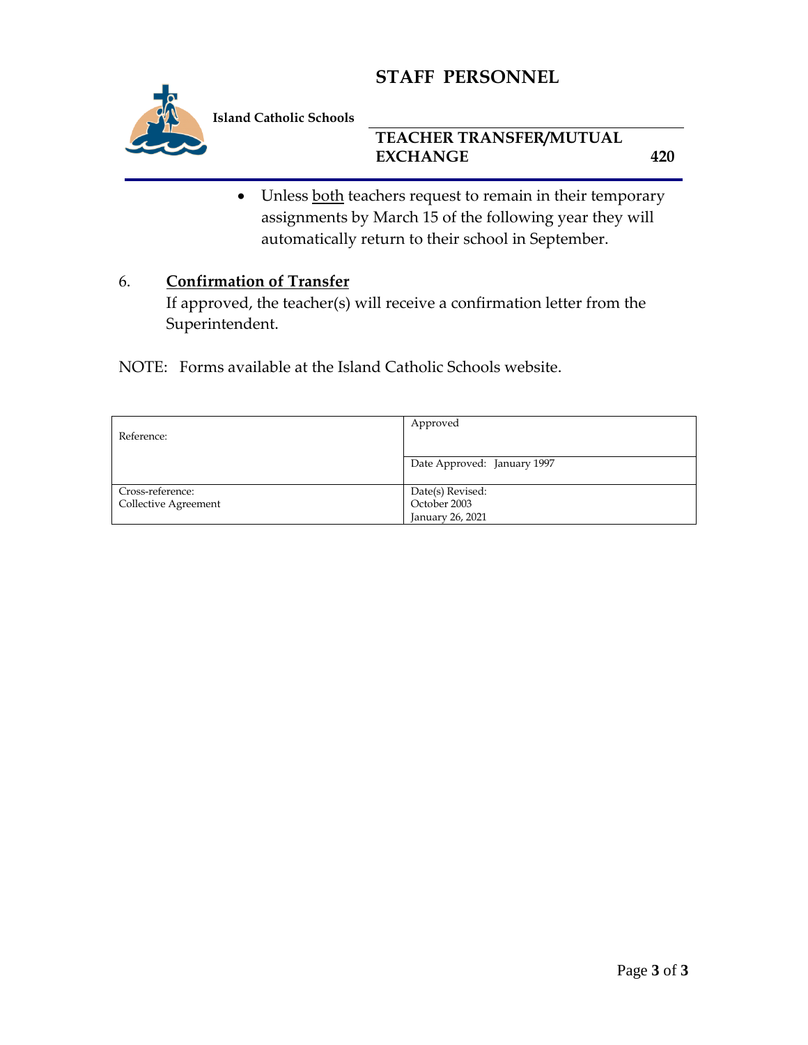- Unless both teachers request to remain in their temporary assignments by March 15 of the following year they will automatically return to their school in September.

6. **Confirmation of Transfer**

   If approved, the teacher(s) will receive a confirmation letter from the Superintendent.

NOTE: Forms available at the Island Catholic Schools website.

| | |
|---|---|
| Reference: | Approved |
| | Date Approved: January 1997 |
| Cross-reference:<br>Collective Agreement | Date(s) Revised:<br>October 2003<br>January 26, 2021 |